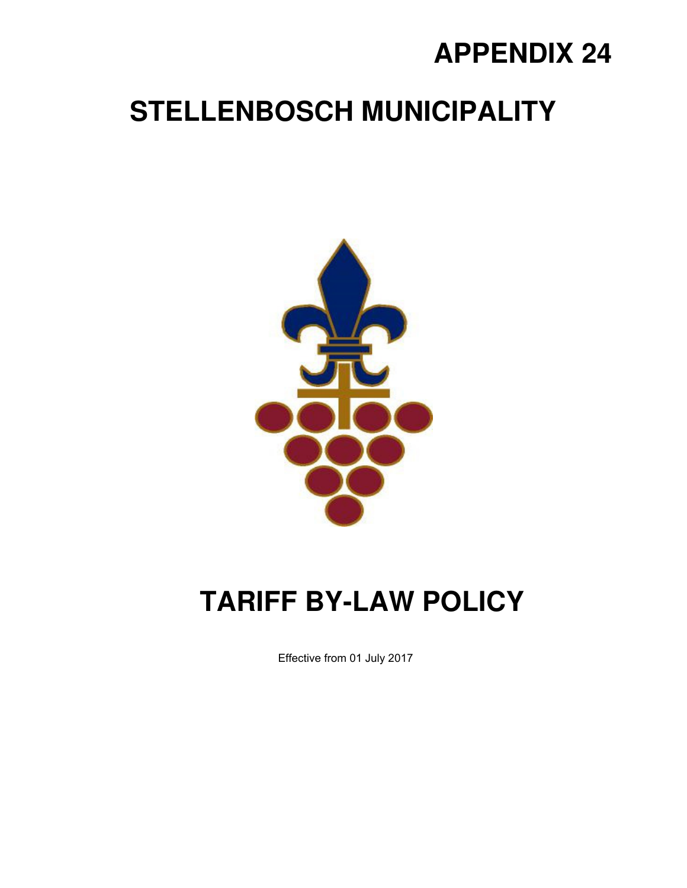# APPENDIX 24

# STELLENBOSCH MUNICIPALITY

# TARIFF BY-LAW POLICY

Effective from 01 July 2017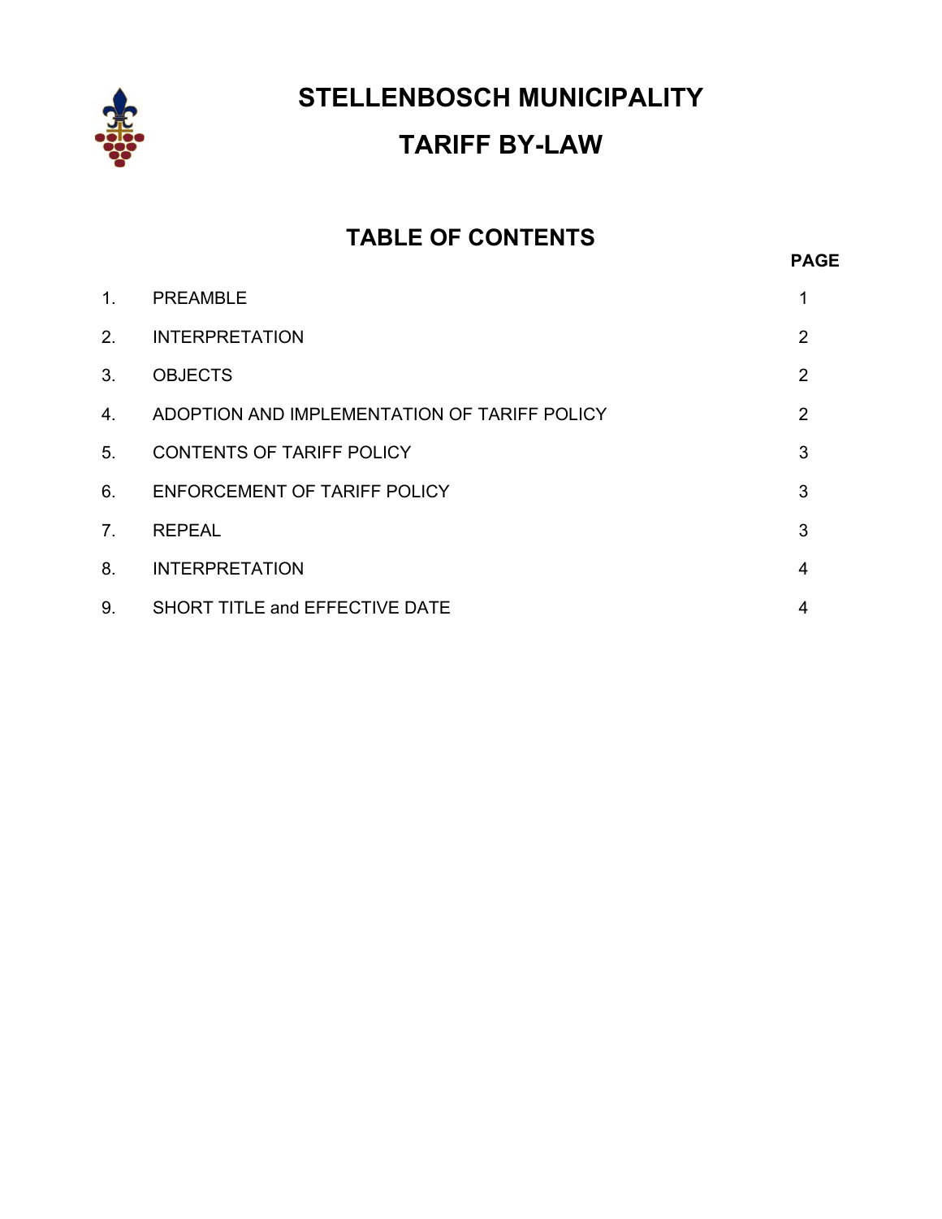# STELLENBOSCH MUNICIPALITY

# TARIFF BY-LAW

## TABLE OF CONTENTS

| | | PAGE |
|---|---|---|
| 1. | PREAMBLE | 1 |
| 2. | INTERPRETATION | 2 |
| 3. | OBJECTS | 2 |
| 4. | ADOPTION AND IMPLEMENTATION OF TARIFF POLICY | 2 |
| 5. | CONTENTS OF TARIFF POLICY | 3 |
| 6. | ENFORCEMENT OF TARIFF POLICY | 3 |
| 7. | REPEAL | 3 |
| 8. | INTERPRETATION | 4 |
| 9. | SHORT TITLE and EFFECTIVE DATE | 4 |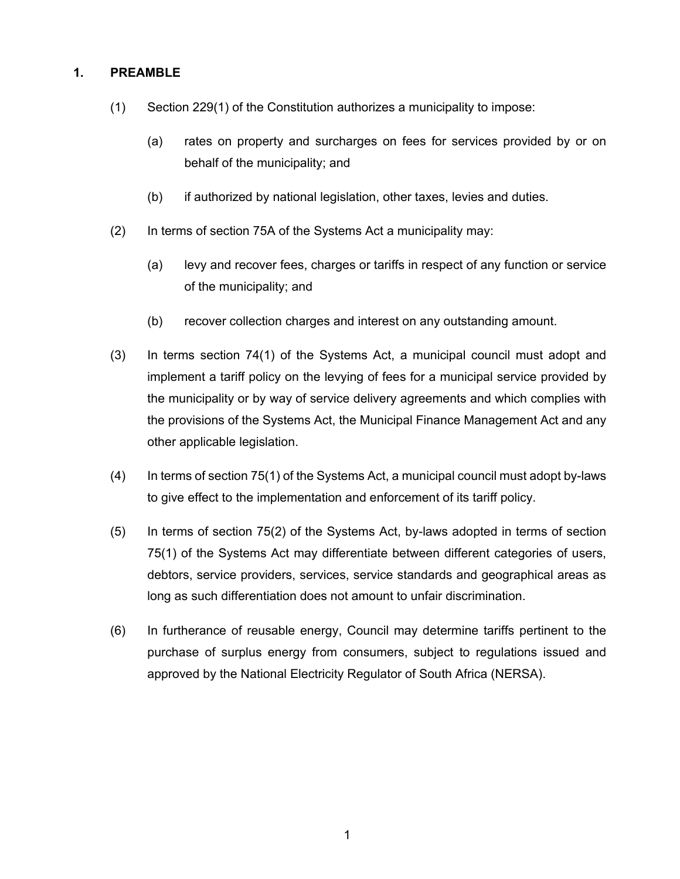## 1. PREAMBLE

(1) Section 229(1) of the Constitution authorizes a municipality to impose:

(a) rates on property and surcharges on fees for services provided by or on behalf of the municipality; and

(b) if authorized by national legislation, other taxes, levies and duties.

(2) In terms of section 75A of the Systems Act a municipality may:

(a) levy and recover fees, charges or tariffs in respect of any function or service of the municipality; and

(b) recover collection charges and interest on any outstanding amount.

(3) In terms section 74(1) of the Systems Act, a municipal council must adopt and implement a tariff policy on the levying of fees for a municipal service provided by the municipality or by way of service delivery agreements and which complies with the provisions of the Systems Act, the Municipal Finance Management Act and any other applicable legislation.

(4) In terms of section 75(1) of the Systems Act, a municipal council must adopt by-laws to give effect to the implementation and enforcement of its tariff policy.

(5) In terms of section 75(2) of the Systems Act, by-laws adopted in terms of section 75(1) of the Systems Act may differentiate between different categories of users, debtors, service providers, services, service standards and geographical areas as long as such differentiation does not amount to unfair discrimination.

(6) In furtherance of reusable energy, Council may determine tariffs pertinent to the purchase of surplus energy from consumers, subject to regulations issued and approved by the National Electricity Regulator of South Africa (NERSA).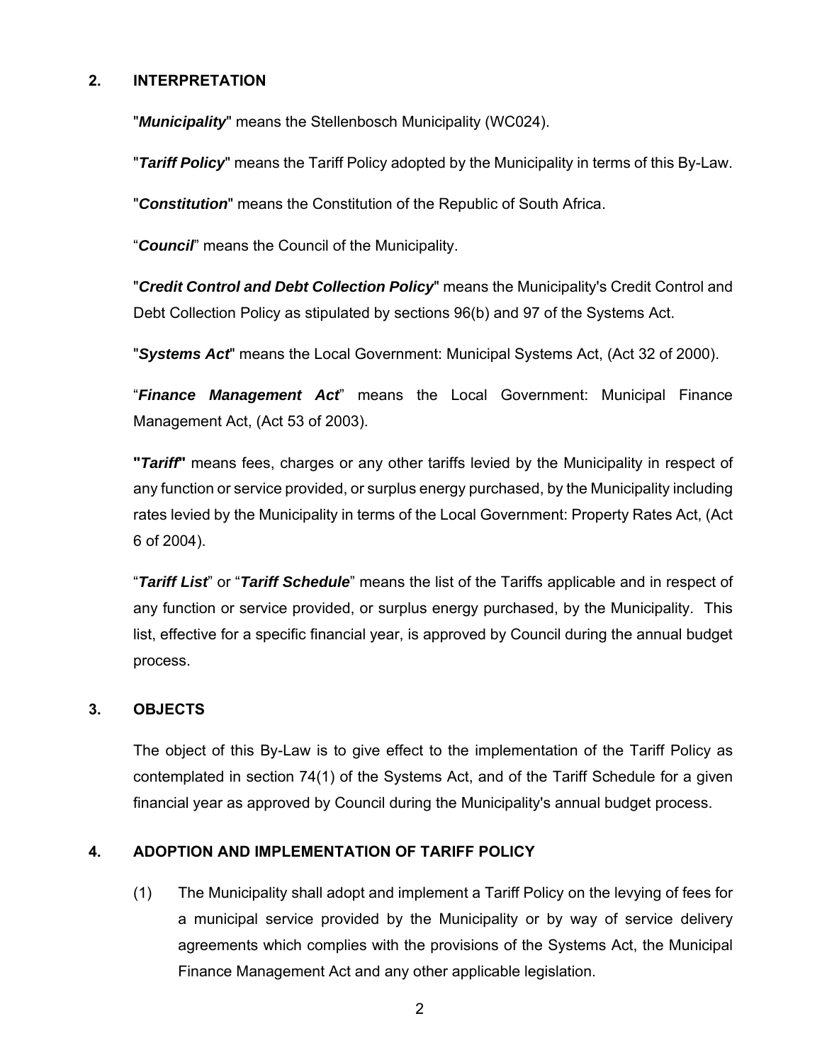## 2. INTERPRETATION

"***Municipality***" means the Stellenbosch Municipality (WC024).

"***Tariff Policy***" means the Tariff Policy adopted by the Municipality in terms of this By-Law.

"***Constitution***" means the Constitution of the Republic of South Africa.

"***Council***" means the Council of the Municipality.

"***Credit Control and Debt Collection Policy***" means the Municipality's Credit Control and Debt Collection Policy as stipulated by sections 96(b) and 97 of the Systems Act.

"***Systems Act***" means the Local Government: Municipal Systems Act, (Act 32 of 2000).

"***Finance Management Act***" means the Local Government: Municipal Finance Management Act, (Act 53 of 2003).

**"*Tariff*"** means fees, charges or any other tariffs levied by the Municipality in respect of any function or service provided, or surplus energy purchased, by the Municipality including rates levied by the Municipality in terms of the Local Government: Property Rates Act, (Act 6 of 2004).

"***Tariff List***" or "***Tariff Schedule***" means the list of the Tariffs applicable and in respect of any function or service provided, or surplus energy purchased, by the Municipality. This list, effective for a specific financial year, is approved by Council during the annual budget process.

## 3. OBJECTS

The object of this By-Law is to give effect to the implementation of the Tariff Policy as contemplated in section 74(1) of the Systems Act, and of the Tariff Schedule for a given financial year as approved by Council during the Municipality's annual budget process.

## 4. ADOPTION AND IMPLEMENTATION OF TARIFF POLICY

(1) The Municipality shall adopt and implement a Tariff Policy on the levying of fees for a municipal service provided by the Municipality or by way of service delivery agreements which complies with the provisions of the Systems Act, the Municipal Finance Management Act and any other applicable legislation.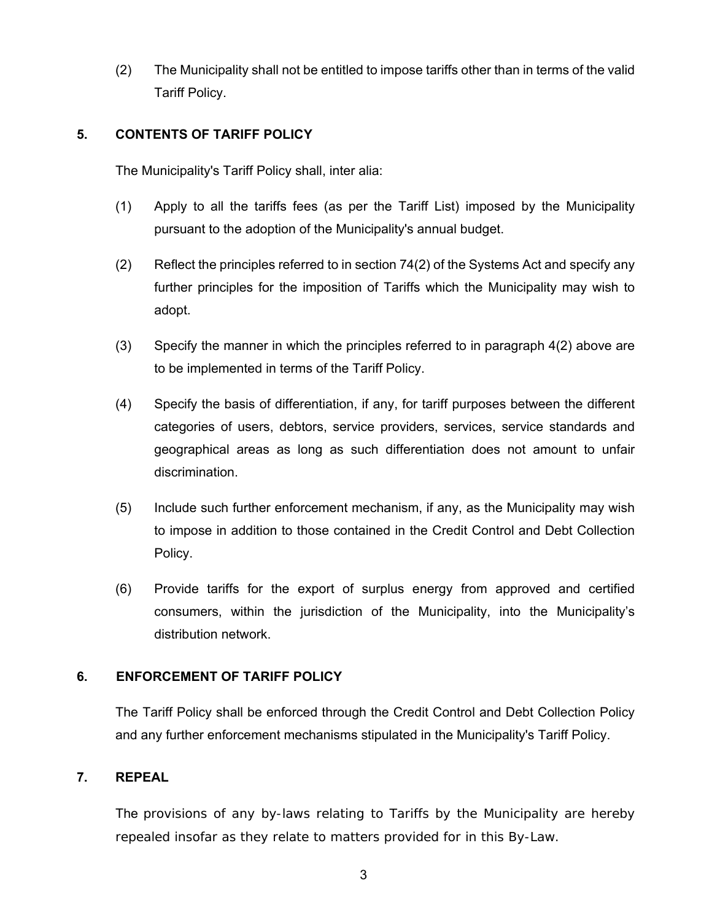(2) The Municipality shall not be entitled to impose tariffs other than in terms of the valid Tariff Policy.

## 5. CONTENTS OF TARIFF POLICY

The Municipality's Tariff Policy shall, inter alia:

(1) Apply to all the tariffs fees (as per the Tariff List) imposed by the Municipality pursuant to the adoption of the Municipality's annual budget.

(2) Reflect the principles referred to in section 74(2) of the Systems Act and specify any further principles for the imposition of Tariffs which the Municipality may wish to adopt.

(3) Specify the manner in which the principles referred to in paragraph 4(2) above are to be implemented in terms of the Tariff Policy.

(4) Specify the basis of differentiation, if any, for tariff purposes between the different categories of users, debtors, service providers, services, service standards and geographical areas as long as such differentiation does not amount to unfair discrimination.

(5) Include such further enforcement mechanism, if any, as the Municipality may wish to impose in addition to those contained in the Credit Control and Debt Collection Policy.

(6) Provide tariffs for the export of surplus energy from approved and certified consumers, within the jurisdiction of the Municipality, into the Municipality's distribution network.

## 6. ENFORCEMENT OF TARIFF POLICY

The Tariff Policy shall be enforced through the Credit Control and Debt Collection Policy and any further enforcement mechanisms stipulated in the Municipality's Tariff Policy.

## 7. REPEAL

The provisions of any by-laws relating to Tariffs by the Municipality are hereby repealed insofar as they relate to matters provided for in this By-Law.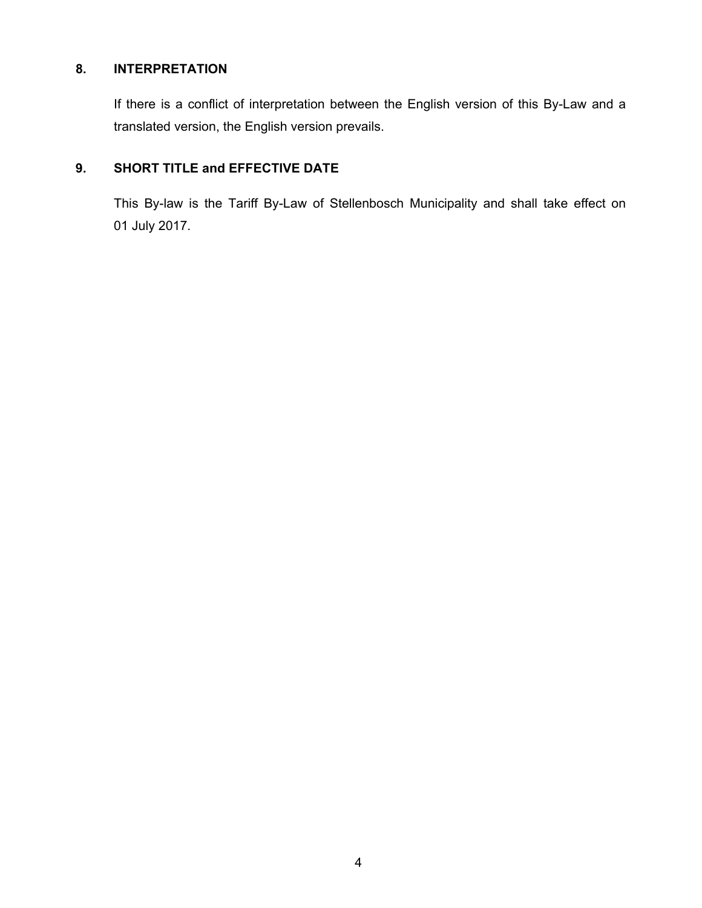## 8. INTERPRETATION

If there is a conflict of interpretation between the English version of this By-Law and a translated version, the English version prevails.

## 9. SHORT TITLE and EFFECTIVE DATE

This By-law is the Tariff By-Law of Stellenbosch Municipality and shall take effect on 01 July 2017.